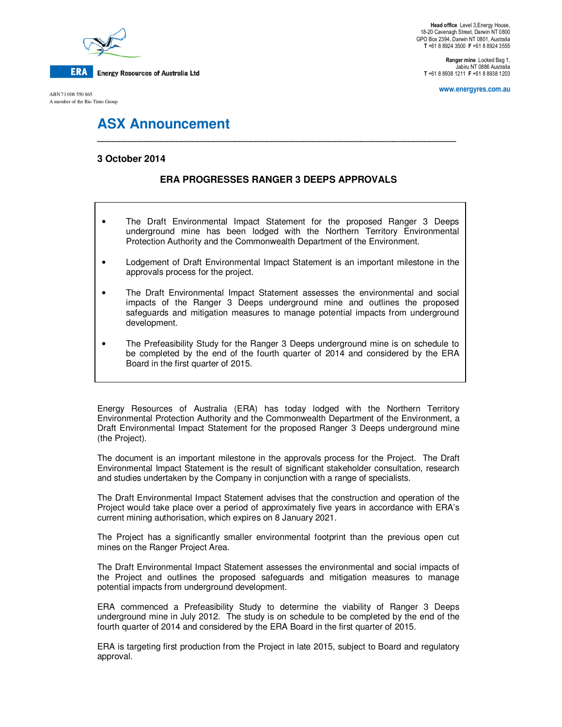**ERA** Energy Resources of Australia Ltd

ABN 71 008 550 865
A member of the Rio Tinto Group

**Head office** Level 3,Energy House,
18-20 Cavenagh Street, Darwin NT 0800
GPO Box 2394, Darwin NT 0801, Australia
**T** +61 8 8924 3500 **F** +61 8 8924 3555

**Ranger mine** Locked Bag 1,
Jabiru NT 0886 Australia
**T** +61 8 8938 1211 **F** +61 8 8938 1203

**www.energyres.com.au**

# ASX Announcement

**3 October 2014**

## ERA PROGRESSES RANGER 3 DEEPS APPROVALS

- The Draft Environmental Impact Statement for the proposed Ranger 3 Deeps underground mine has been lodged with the Northern Territory Environmental Protection Authority and the Commonwealth Department of the Environment.
- Lodgement of Draft Environmental Impact Statement is an important milestone in the approvals process for the project.
- The Draft Environmental Impact Statement assesses the environmental and social impacts of the Ranger 3 Deeps underground mine and outlines the proposed safeguards and mitigation measures to manage potential impacts from underground development.
- The Prefeasibility Study for the Ranger 3 Deeps underground mine is on schedule to be completed by the end of the fourth quarter of 2014 and considered by the ERA Board in the first quarter of 2015.

Energy Resources of Australia (ERA) has today lodged with the Northern Territory Environmental Protection Authority and the Commonwealth Department of the Environment, a Draft Environmental Impact Statement for the proposed Ranger 3 Deeps underground mine (the Project).

The document is an important milestone in the approvals process for the Project. The Draft Environmental Impact Statement is the result of significant stakeholder consultation, research and studies undertaken by the Company in conjunction with a range of specialists.

The Draft Environmental Impact Statement advises that the construction and operation of the Project would take place over a period of approximately five years in accordance with ERA's current mining authorisation, which expires on 8 January 2021.

The Project has a significantly smaller environmental footprint than the previous open cut mines on the Ranger Project Area.

The Draft Environmental Impact Statement assesses the environmental and social impacts of the Project and outlines the proposed safeguards and mitigation measures to manage potential impacts from underground development.

ERA commenced a Prefeasibility Study to determine the viability of Ranger 3 Deeps underground mine in July 2012. The study is on schedule to be completed by the end of the fourth quarter of 2014 and considered by the ERA Board in the first quarter of 2015.

ERA is targeting first production from the Project in late 2015, subject to Board and regulatory approval.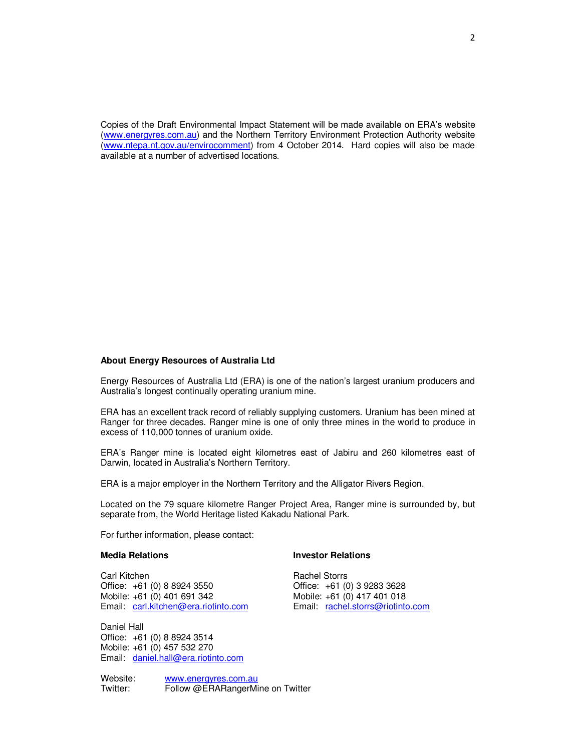Copies of the Draft Environmental Impact Statement will be made available on ERA's website (www.energyres.com.au) and the Northern Territory Environment Protection Authority website (www.ntepa.nt.gov.au/envirocomment) from 4 October 2014. Hard copies will also be made available at a number of advertised locations.

**About Energy Resources of Australia Ltd**

Energy Resources of Australia Ltd (ERA) is one of the nation's largest uranium producers and Australia's longest continually operating uranium mine.

ERA has an excellent track record of reliably supplying customers. Uranium has been mined at Ranger for three decades. Ranger mine is one of only three mines in the world to produce in excess of 110,000 tonnes of uranium oxide.

ERA's Ranger mine is located eight kilometres east of Jabiru and 260 kilometres east of Darwin, located in Australia's Northern Territory.

ERA is a major employer in the Northern Territory and the Alligator Rivers Region.

Located on the 79 square kilometre Ranger Project Area, Ranger mine is surrounded by, but separate from, the World Heritage listed Kakadu National Park.

For further information, please contact:

**Media Relations**

Carl Kitchen
Office: +61 (0) 8 8924 3550
Mobile: +61 (0) 401 691 342
Email: carl.kitchen@era.riotinto.com

Daniel Hall
Office: +61 (0) 8 8924 3514
Mobile: +61 (0) 457 532 270
Email: daniel.hall@era.riotinto.com

**Investor Relations**

Rachel Storrs
Office: +61 (0) 3 9283 3628
Mobile: +61 (0) 417 401 018
Email: rachel.storrs@riotinto.com

Website: www.energyres.com.au
Twitter: Follow @ERARangerMine on Twitter